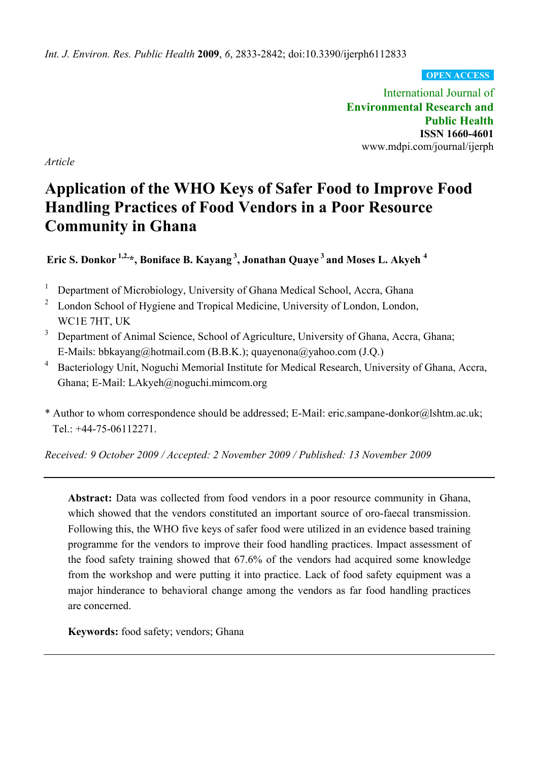*Int. J. Environ. Res. Public Health* **2009**, *6*, 2833-2842; doi:10.3390/ijerph6112833

**OPEN ACCESS**

International Journal of
**Environmental Research and Public Health**
**ISSN 1660-4601**
www.mdpi.com/journal/ijerph

*Article*

# Application of the WHO Keys of Safer Food to Improve Food Handling Practices of Food Vendors in a Poor Resource Community in Ghana

**Eric S. Donkor [1,2,*], Boniface B. Kayang [3], Jonathan Quaye [3] and Moses L. Akyeh [4]**

1. Department of Microbiology, University of Ghana Medical School, Accra, Ghana
2. London School of Hygiene and Tropical Medicine, University of London, London, WC1E 7HT, UK
3. Department of Animal Science, School of Agriculture, University of Ghana, Accra, Ghana; E-Mails: bbkayang@hotmail.com (B.B.K.); quayenona@yahoo.com (J.Q.)
4. Bacteriology Unit, Noguchi Memorial Institute for Medical Research, University of Ghana, Accra, Ghana; E-Mail: LAkyeh@noguchi.mimcom.org

\* Author to whom correspondence should be addressed; E-Mail: eric.sampane-donkor@lshtm.ac.uk; Tel.: +44-75-06112271.

*Received: 9 October 2009 / Accepted: 2 November 2009 / Published: 13 November 2009*

---

**Abstract:** Data was collected from food vendors in a poor resource community in Ghana, which showed that the vendors constituted an important source of oro-faecal transmission. Following this, the WHO five keys of safer food were utilized in an evidence based training programme for the vendors to improve their food handling practices. Impact assessment of the food safety training showed that 67.6% of the vendors had acquired some knowledge from the workshop and were putting it into practice. Lack of food safety equipment was a major hinderance to behavioral change among the vendors as far food handling practices are concerned.

**Keywords:** food safety; vendors; Ghana

---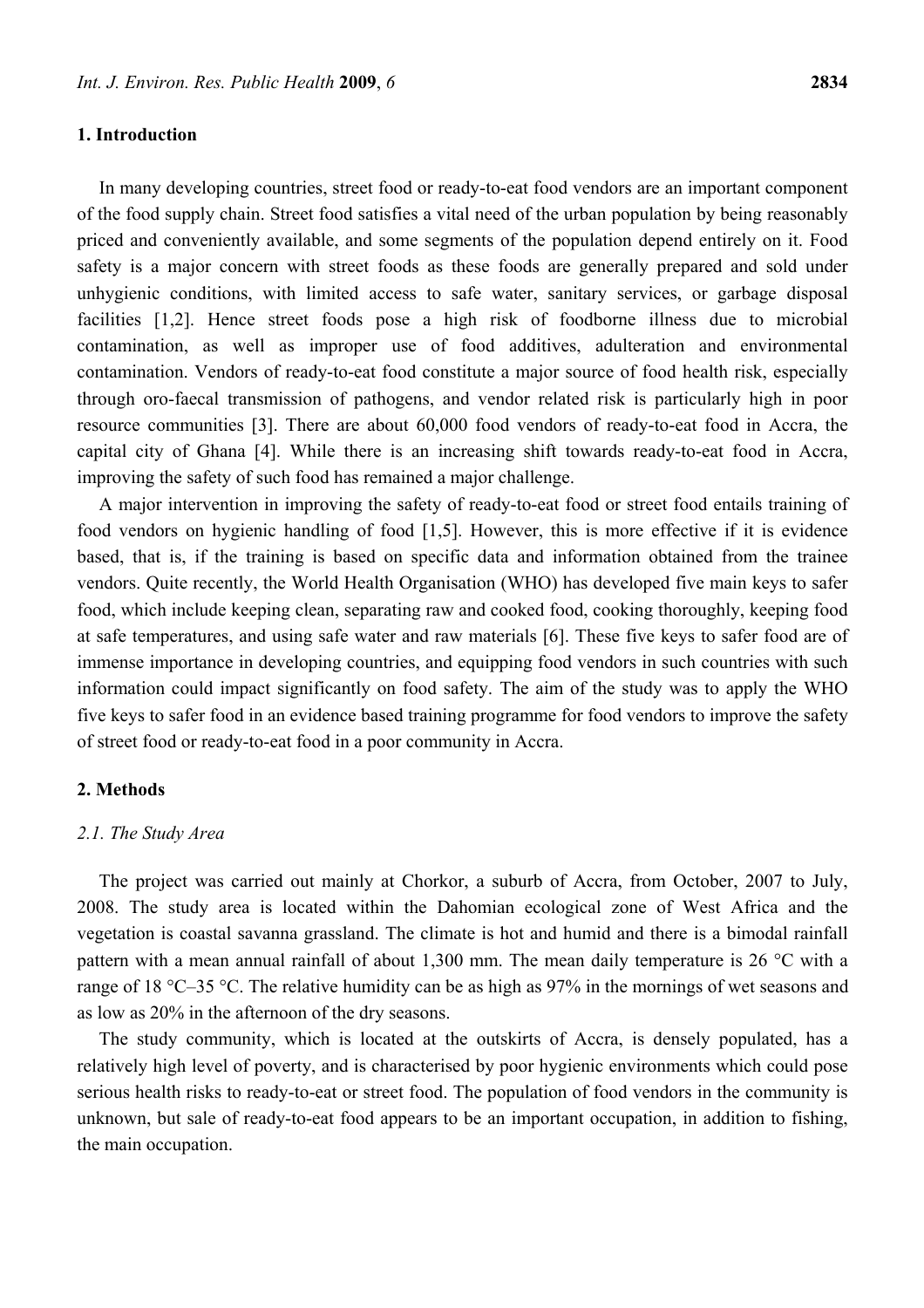## 1. Introduction

In many developing countries, street food or ready-to-eat food vendors are an important component of the food supply chain. Street food satisfies a vital need of the urban population by being reasonably priced and conveniently available, and some segments of the population depend entirely on it. Food safety is a major concern with street foods as these foods are generally prepared and sold under unhygienic conditions, with limited access to safe water, sanitary services, or garbage disposal facilities [1,2]. Hence street foods pose a high risk of foodborne illness due to microbial contamination, as well as improper use of food additives, adulteration and environmental contamination. Vendors of ready-to-eat food constitute a major source of food health risk, especially through oro-faecal transmission of pathogens, and vendor related risk is particularly high in poor resource communities [3]. There are about 60,000 food vendors of ready-to-eat food in Accra, the capital city of Ghana [4]. While there is an increasing shift towards ready-to-eat food in Accra, improving the safety of such food has remained a major challenge.

A major intervention in improving the safety of ready-to-eat food or street food entails training of food vendors on hygienic handling of food [1,5]. However, this is more effective if it is evidence based, that is, if the training is based on specific data and information obtained from the trainee vendors. Quite recently, the World Health Organisation (WHO) has developed five main keys to safer food, which include keeping clean, separating raw and cooked food, cooking thoroughly, keeping food at safe temperatures, and using safe water and raw materials [6]. These five keys to safer food are of immense importance in developing countries, and equipping food vendors in such countries with such information could impact significantly on food safety. The aim of the study was to apply the WHO five keys to safer food in an evidence based training programme for food vendors to improve the safety of street food or ready-to-eat food in a poor community in Accra.

## 2. Methods

### *2.1. The Study Area*

The project was carried out mainly at Chorkor, a suburb of Accra, from October, 2007 to July, 2008. The study area is located within the Dahomian ecological zone of West Africa and the vegetation is coastal savanna grassland. The climate is hot and humid and there is a bimodal rainfall pattern with a mean annual rainfall of about 1,300 mm. The mean daily temperature is 26 °C with a range of 18 °C–35 °C. The relative humidity can be as high as 97% in the mornings of wet seasons and as low as 20% in the afternoon of the dry seasons.

The study community, which is located at the outskirts of Accra, is densely populated, has a relatively high level of poverty, and is characterised by poor hygienic environments which could pose serious health risks to ready-to-eat or street food. The population of food vendors in the community is unknown, but sale of ready-to-eat food appears to be an important occupation, in addition to fishing, the main occupation.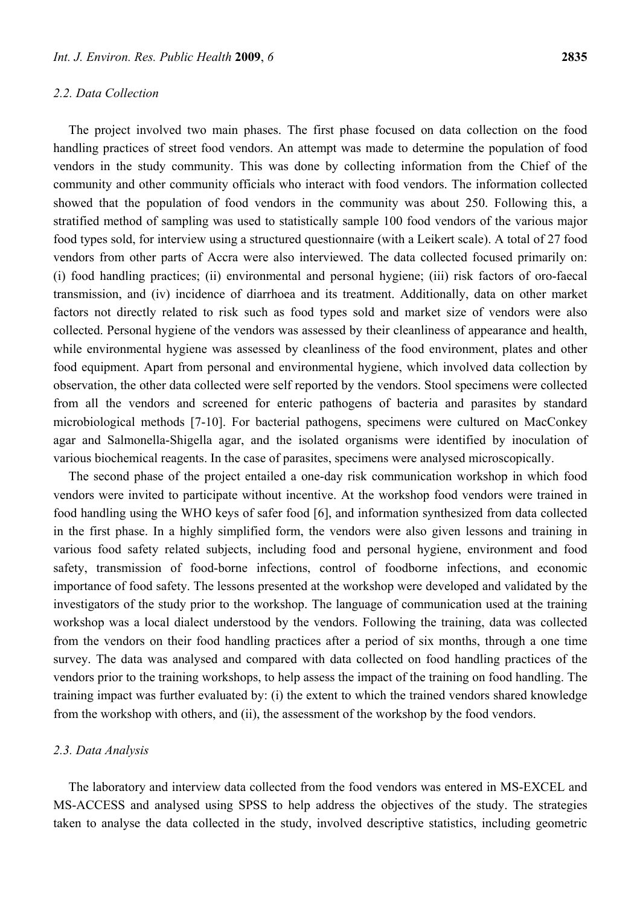### 2.2. Data Collection

The project involved two main phases. The first phase focused on data collection on the food handling practices of street food vendors. An attempt was made to determine the population of food vendors in the study community. This was done by collecting information from the Chief of the community and other community officials who interact with food vendors. The information collected showed that the population of food vendors in the community was about 250. Following this, a stratified method of sampling was used to statistically sample 100 food vendors of the various major food types sold, for interview using a structured questionnaire (with a Leikert scale). A total of 27 food vendors from other parts of Accra were also interviewed. The data collected focused primarily on: (i) food handling practices; (ii) environmental and personal hygiene; (iii) risk factors of oro-faecal transmission, and (iv) incidence of diarrhoea and its treatment. Additionally, data on other market factors not directly related to risk such as food types sold and market size of vendors were also collected. Personal hygiene of the vendors was assessed by their cleanliness of appearance and health, while environmental hygiene was assessed by cleanliness of the food environment, plates and other food equipment. Apart from personal and environmental hygiene, which involved data collection by observation, the other data collected were self reported by the vendors. Stool specimens were collected from all the vendors and screened for enteric pathogens of bacteria and parasites by standard microbiological methods [7-10]. For bacterial pathogens, specimens were cultured on MacConkey agar and Salmonella-Shigella agar, and the isolated organisms were identified by inoculation of various biochemical reagents. In the case of parasites, specimens were analysed microscopically.

The second phase of the project entailed a one-day risk communication workshop in which food vendors were invited to participate without incentive. At the workshop food vendors were trained in food handling using the WHO keys of safer food [6], and information synthesized from data collected in the first phase. In a highly simplified form, the vendors were also given lessons and training in various food safety related subjects, including food and personal hygiene, environment and food safety, transmission of food-borne infections, control of foodborne infections, and economic importance of food safety. The lessons presented at the workshop were developed and validated by the investigators of the study prior to the workshop. The language of communication used at the training workshop was a local dialect understood by the vendors. Following the training, data was collected from the vendors on their food handling practices after a period of six months, through a one time survey. The data was analysed and compared with data collected on food handling practices of the vendors prior to the training workshops, to help assess the impact of the training on food handling. The training impact was further evaluated by: (i) the extent to which the trained vendors shared knowledge from the workshop with others, and (ii), the assessment of the workshop by the food vendors.

### 2.3. Data Analysis

The laboratory and interview data collected from the food vendors was entered in MS-EXCEL and MS-ACCESS and analysed using SPSS to help address the objectives of the study. The strategies taken to analyse the data collected in the study, involved descriptive statistics, including geometric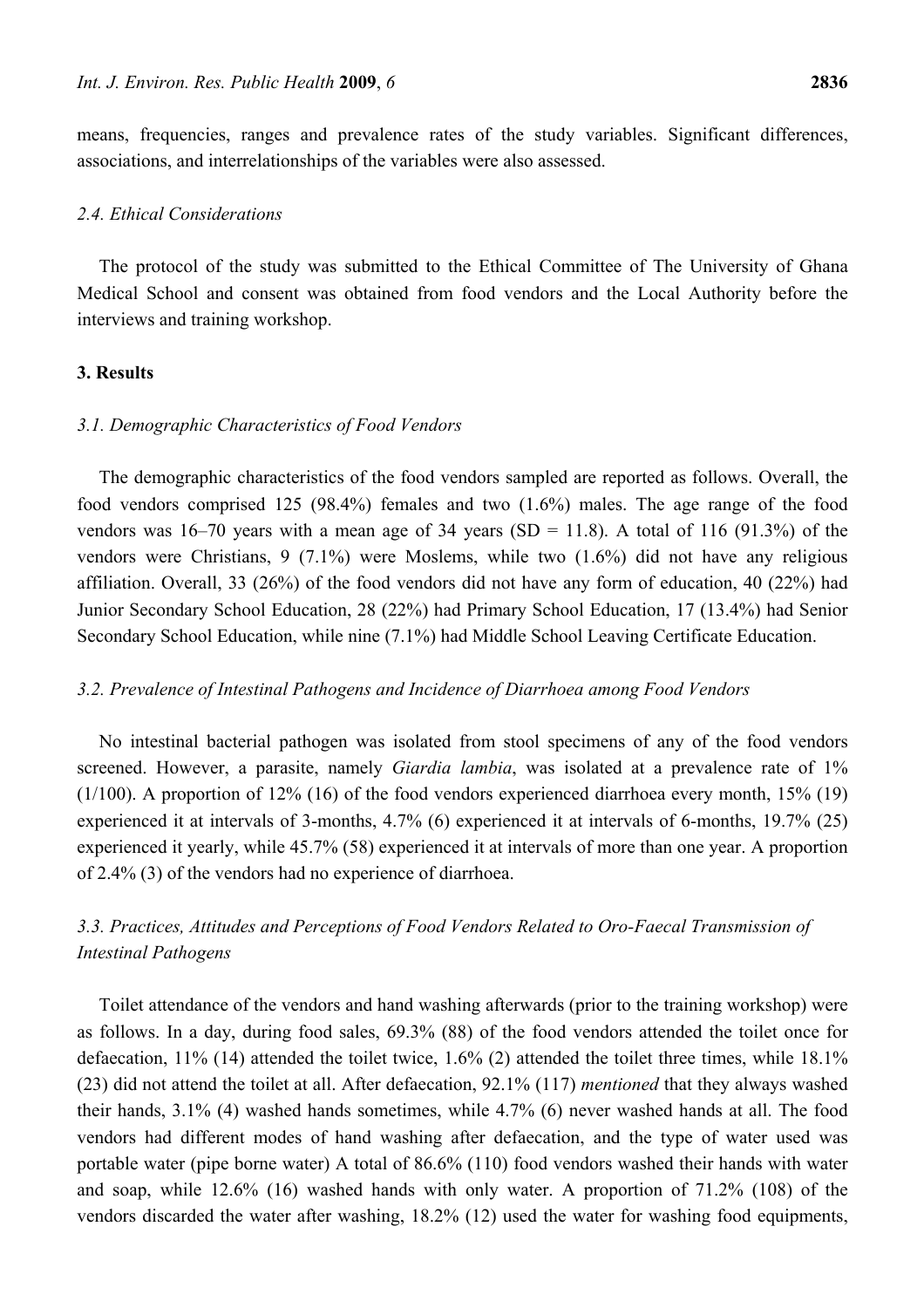means, frequencies, ranges and prevalence rates of the study variables. Significant differences, associations, and interrelationships of the variables were also assessed.

### *2.4. Ethical Considerations*

The protocol of the study was submitted to the Ethical Committee of The University of Ghana Medical School and consent was obtained from food vendors and the Local Authority before the interviews and training workshop.

## **3. Results**

### *3.1. Demographic Characteristics of Food Vendors*

The demographic characteristics of the food vendors sampled are reported as follows. Overall, the food vendors comprised 125 (98.4%) females and two (1.6%) males. The age range of the food vendors was 16–70 years with a mean age of 34 years (SD = 11.8). A total of 116 (91.3%) of the vendors were Christians, 9 (7.1%) were Moslems, while two (1.6%) did not have any religious affiliation. Overall, 33 (26%) of the food vendors did not have any form of education, 40 (22%) had Junior Secondary School Education, 28 (22%) had Primary School Education, 17 (13.4%) had Senior Secondary School Education, while nine (7.1%) had Middle School Leaving Certificate Education.

### *3.2. Prevalence of Intestinal Pathogens and Incidence of Diarrhoea among Food Vendors*

No intestinal bacterial pathogen was isolated from stool specimens of any of the food vendors screened. However, a parasite, namely *Giardia lambia*, was isolated at a prevalence rate of 1% (1/100). A proportion of 12% (16) of the food vendors experienced diarrhoea every month, 15% (19) experienced it at intervals of 3-months, 4.7% (6) experienced it at intervals of 6-months, 19.7% (25) experienced it yearly, while 45.7% (58) experienced it at intervals of more than one year. A proportion of 2.4% (3) of the vendors had no experience of diarrhoea.

### *3.3. Practices, Attitudes and Perceptions of Food Vendors Related to Oro-Faecal Transmission of Intestinal Pathogens*

Toilet attendance of the vendors and hand washing afterwards (prior to the training workshop) were as follows. In a day, during food sales, 69.3% (88) of the food vendors attended the toilet once for defaecation, 11% (14) attended the toilet twice, 1.6% (2) attended the toilet three times, while 18.1% (23) did not attend the toilet at all. After defaecation, 92.1% (117) *mentioned* that they always washed their hands, 3.1% (4) washed hands sometimes, while 4.7% (6) never washed hands at all. The food vendors had different modes of hand washing after defaecation, and the type of water used was portable water (pipe borne water) A total of 86.6% (110) food vendors washed their hands with water and soap, while 12.6% (16) washed hands with only water. A proportion of 71.2% (108) of the vendors discarded the water after washing, 18.2% (12) used the water for washing food equipments,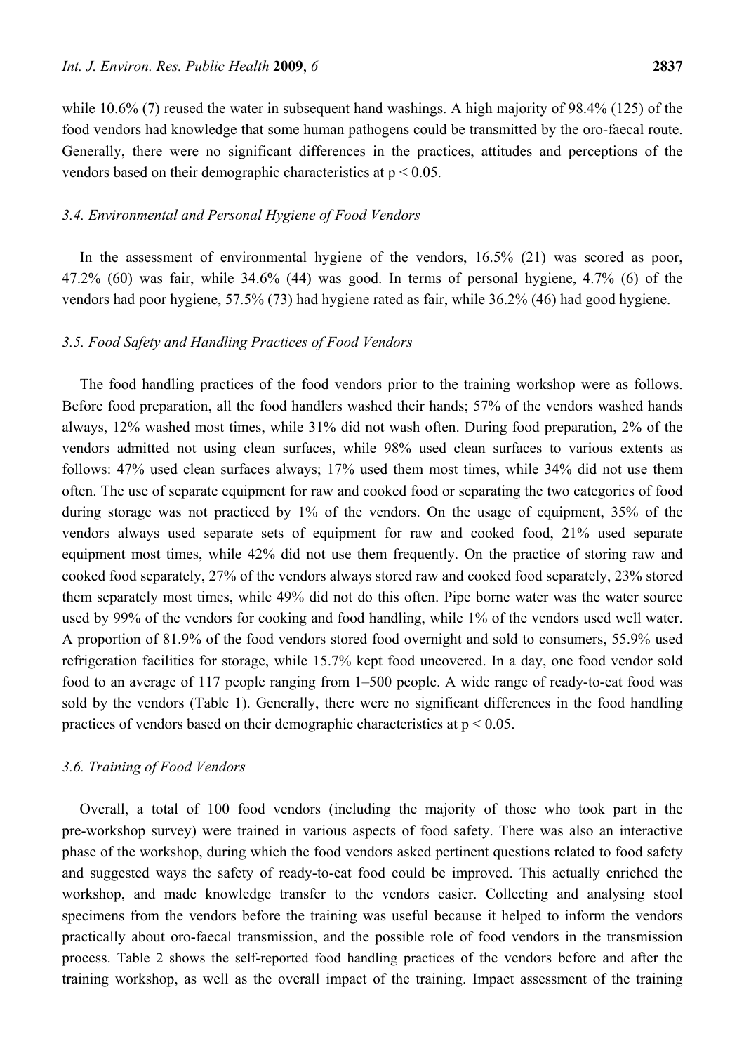while 10.6% (7) reused the water in subsequent hand washings. A high majority of 98.4% (125) of the food vendors had knowledge that some human pathogens could be transmitted by the oro-faecal route. Generally, there were no significant differences in the practices, attitudes and perceptions of the vendors based on their demographic characteristics at $p < 0.05$.

### *3.4. Environmental and Personal Hygiene of Food Vendors*

In the assessment of environmental hygiene of the vendors, 16.5% (21) was scored as poor, 47.2% (60) was fair, while 34.6% (44) was good. In terms of personal hygiene, 4.7% (6) of the vendors had poor hygiene, 57.5% (73) had hygiene rated as fair, while 36.2% (46) had good hygiene.

### *3.5. Food Safety and Handling Practices of Food Vendors*

The food handling practices of the food vendors prior to the training workshop were as follows. Before food preparation, all the food handlers washed their hands; 57% of the vendors washed hands always, 12% washed most times, while 31% did not wash often. During food preparation, 2% of the vendors admitted not using clean surfaces, while 98% used clean surfaces to various extents as follows: 47% used clean surfaces always; 17% used them most times, while 34% did not use them often. The use of separate equipment for raw and cooked food or separating the two categories of food during storage was not practiced by 1% of the vendors. On the usage of equipment, 35% of the vendors always used separate sets of equipment for raw and cooked food, 21% used separate equipment most times, while 42% did not use them frequently. On the practice of storing raw and cooked food separately, 27% of the vendors always stored raw and cooked food separately, 23% stored them separately most times, while 49% did not do this often. Pipe borne water was the water source used by 99% of the vendors for cooking and food handling, while 1% of the vendors used well water. A proportion of 81.9% of the food vendors stored food overnight and sold to consumers, 55.9% used refrigeration facilities for storage, while 15.7% kept food uncovered. In a day, one food vendor sold food to an average of 117 people ranging from 1–500 people. A wide range of ready-to-eat food was sold by the vendors (Table 1). Generally, there were no significant differences in the food handling practices of vendors based on their demographic characteristics at $p < 0.05$.

### *3.6. Training of Food Vendors*

Overall, a total of 100 food vendors (including the majority of those who took part in the pre-workshop survey) were trained in various aspects of food safety. There was also an interactive phase of the workshop, during which the food vendors asked pertinent questions related to food safety and suggested ways the safety of ready-to-eat food could be improved. This actually enriched the workshop, and made knowledge transfer to the vendors easier. Collecting and analysing stool specimens from the vendors before the training was useful because it helped to inform the vendors practically about oro-faecal transmission, and the possible role of food vendors in the transmission process. Table 2 shows the self-reported food handling practices of the vendors before and after the training workshop, as well as the overall impact of the training. Impact assessment of the training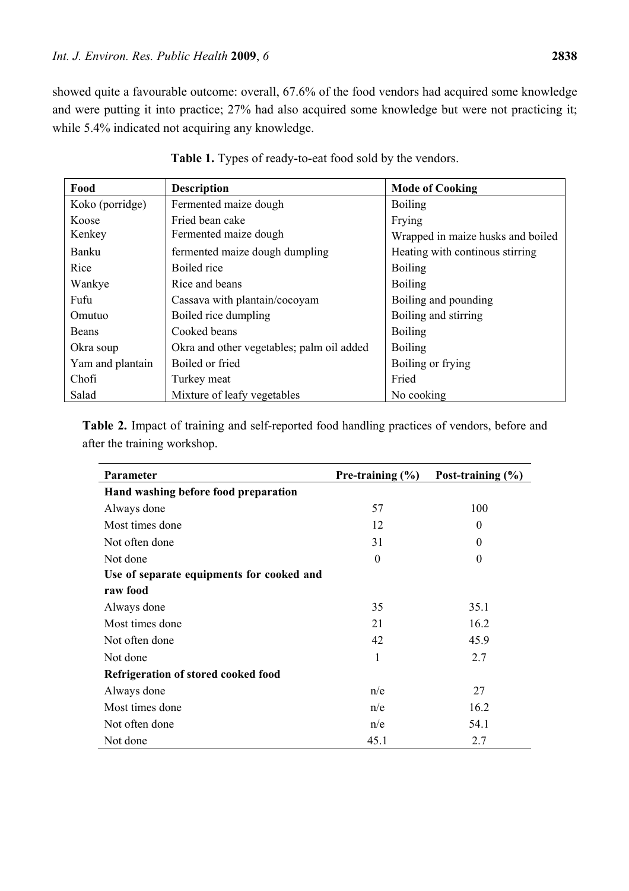showed quite a favourable outcome: overall, 67.6% of the food vendors had acquired some knowledge and were putting it into practice; 27% had also acquired some knowledge but were not practicing it; while 5.4% indicated not acquiring any knowledge.

**Table 1.** Types of ready-to-eat food sold by the vendors.

| Food | Description | Mode of Cooking |
|---|---|---|
| Koko (porridge) | Fermented maize dough | Boiling |
| Koose | Fried bean cake | Frying |
| Kenkey | Fermented maize dough | Wrapped in maize husks and boiled |
| Banku | fermented maize dough dumpling | Heating with continous stirring |
| Rice | Boiled rice | Boiling |
| Wankye | Rice and beans | Boiling |
| Fufu | Cassava with plantain/cocoyam | Boiling and pounding |
| Omutuo | Boiled rice dumpling | Boiling and stirring |
| Beans | Cooked beans | Boiling |
| Okra soup | Okra and other vegetables; palm oil added | Boiling |
| Yam and plantain | Boiled or fried | Boiling or frying |
| Chofi | Turkey meat | Fried |
| Salad | Mixture of leafy vegetables | No cooking |

**Table 2.** Impact of training and self-reported food handling practices of vendors, before and after the training workshop.

| Parameter | Pre-training (%) | Post-training (%) |
|---|---|---|
| **Hand washing before food preparation** | | |
| Always done | 57 | 100 |
| Most times done | 12 | 0 |
| Not often done | 31 | 0 |
| Not done | 0 | 0 |
| **Use of separate equipments for cooked and raw food** | | |
| Always done | 35 | 35.1 |
| Most times done | 21 | 16.2 |
| Not often done | 42 | 45.9 |
| Not done | 1 | 2.7 |
| **Refrigeration of stored cooked food** | | |
| Always done | n/e | 27 |
| Most times done | n/e | 16.2 |
| Not often done | n/e | 54.1 |
| Not done | 45.1 | 2.7 |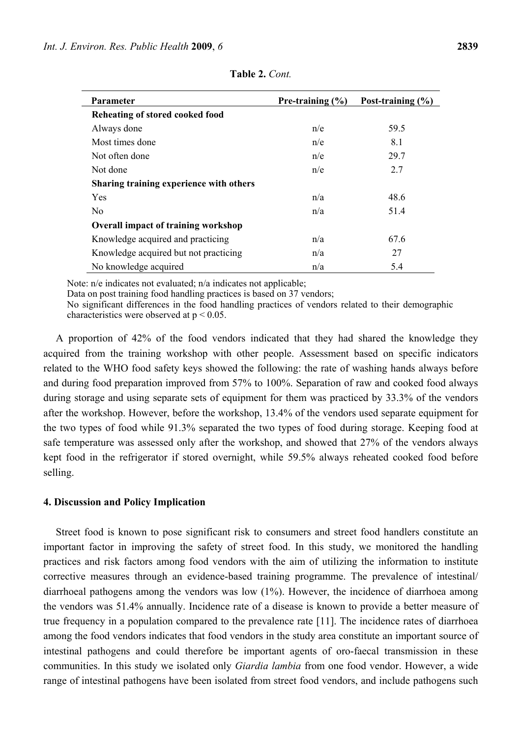**Table 2.** *Cont.*

| Parameter | Pre-training (%) | Post-training (%) |
|---|---|---|
| **Reheating of stored cooked food** | | |
| Always done | n/e | 59.5 |
| Most times done | n/e | 8.1 |
| Not often done | n/e | 29.7 |
| Not done | n/e | 2.7 |
| **Sharing training experience with others** | | |
| Yes | n/a | 48.6 |
| No | n/a | 51.4 |
| **Overall impact of training workshop** | | |
| Knowledge acquired and practicing | n/a | 67.6 |
| Knowledge acquired but not practicing | n/a | 27 |
| No knowledge acquired | n/a | 5.4 |

Note: n/e indicates not evaluated; n/a indicates not applicable;
Data on post training food handling practices is based on 37 vendors;
No significant differences in the food handling practices of vendors related to their demographic characteristics were observed at $p < 0.05$.

A proportion of 42% of the food vendors indicated that they had shared the knowledge they acquired from the training workshop with other people. Assessment based on specific indicators related to the WHO food safety keys showed the following: the rate of washing hands always before and during food preparation improved from 57% to 100%. Separation of raw and cooked food always during storage and using separate sets of equipment for them was practiced by 33.3% of the vendors after the workshop. However, before the workshop, 13.4% of the vendors used separate equipment for the two types of food while 91.3% separated the two types of food during storage. Keeping food at safe temperature was assessed only after the workshop, and showed that 27% of the vendors always kept food in the refrigerator if stored overnight, while 59.5% always reheated cooked food before selling.

## 4. Discussion and Policy Implication

Street food is known to pose significant risk to consumers and street food handlers constitute an important factor in improving the safety of street food. In this study, we monitored the handling practices and risk factors among food vendors with the aim of utilizing the information to institute corrective measures through an evidence-based training programme. The prevalence of intestinal/ diarrhoeal pathogens among the vendors was low (1%). However, the incidence of diarrhoea among the vendors was 51.4% annually. Incidence rate of a disease is known to provide a better measure of true frequency in a population compared to the prevalence rate [11]. The incidence rates of diarrhoea among the food vendors indicates that food vendors in the study area constitute an important source of intestinal pathogens and could therefore be important agents of oro-faecal transmission in these communities. In this study we isolated only *Giardia lambia* from one food vendor. However, a wide range of intestinal pathogens have been isolated from street food vendors, and include pathogens such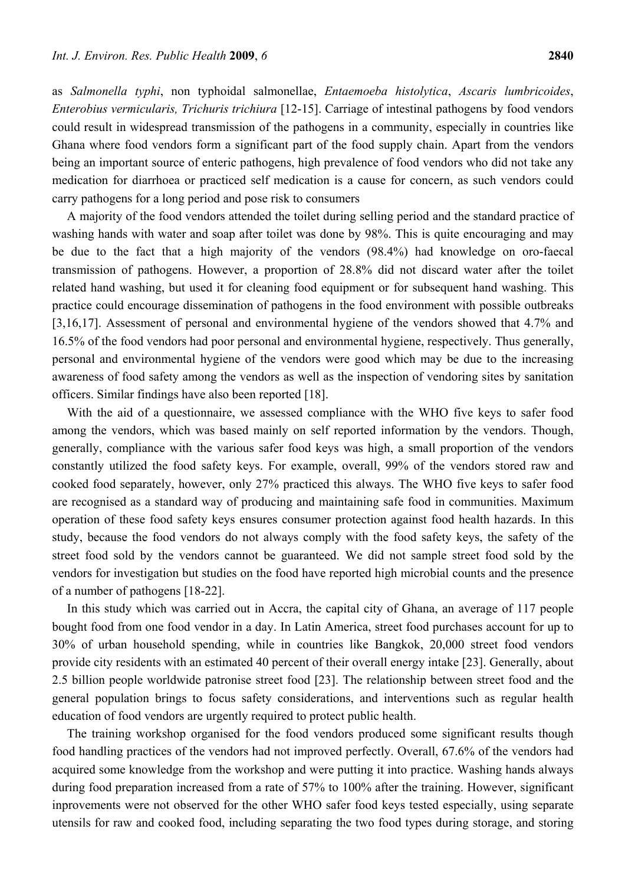as *Salmonella typhi*, non typhoidal salmonellae, *Entaemoeba histolytica*, *Ascaris lumbricoides*, *Enterobius vermicularis, Trichuris trichiura* [12-15]. Carriage of intestinal pathogens by food vendors could result in widespread transmission of the pathogens in a community, especially in countries like Ghana where food vendors form a significant part of the food supply chain. Apart from the vendors being an important source of enteric pathogens, high prevalence of food vendors who did not take any medication for diarrhoea or practiced self medication is a cause for concern, as such vendors could carry pathogens for a long period and pose risk to consumers

A majority of the food vendors attended the toilet during selling period and the standard practice of washing hands with water and soap after toilet was done by 98%. This is quite encouraging and may be due to the fact that a high majority of the vendors (98.4%) had knowledge on oro-faecal transmission of pathogens. However, a proportion of 28.8% did not discard water after the toilet related hand washing, but used it for cleaning food equipment or for subsequent hand washing. This practice could encourage dissemination of pathogens in the food environment with possible outbreaks [3,16,17]. Assessment of personal and environmental hygiene of the vendors showed that 4.7% and 16.5% of the food vendors had poor personal and environmental hygiene, respectively. Thus generally, personal and environmental hygiene of the vendors were good which may be due to the increasing awareness of food safety among the vendors as well as the inspection of vendoring sites by sanitation officers. Similar findings have also been reported [18].

With the aid of a questionnaire, we assessed compliance with the WHO five keys to safer food among the vendors, which was based mainly on self reported information by the vendors. Though, generally, compliance with the various safer food keys was high, a small proportion of the vendors constantly utilized the food safety keys. For example, overall, 99% of the vendors stored raw and cooked food separately, however, only 27% practiced this always. The WHO five keys to safer food are recognised as a standard way of producing and maintaining safe food in communities. Maximum operation of these food safety keys ensures consumer protection against food health hazards. In this study, because the food vendors do not always comply with the food safety keys, the safety of the street food sold by the vendors cannot be guaranteed. We did not sample street food sold by the vendors for investigation but studies on the food have reported high microbial counts and the presence of a number of pathogens [18-22].

In this study which was carried out in Accra, the capital city of Ghana, an average of 117 people bought food from one food vendor in a day. In Latin America, street food purchases account for up to 30% of urban household spending, while in countries like Bangkok, 20,000 street food vendors provide city residents with an estimated 40 percent of their overall energy intake [23]. Generally, about 2.5 billion people worldwide patronise street food [23]. The relationship between street food and the general population brings to focus safety considerations, and interventions such as regular health education of food vendors are urgently required to protect public health.

The training workshop organised for the food vendors produced some significant results though food handling practices of the vendors had not improved perfectly. Overall, 67.6% of the vendors had acquired some knowledge from the workshop and were putting it into practice. Washing hands always during food preparation increased from a rate of 57% to 100% after the training. However, significant inprovements were not observed for the other WHO safer food keys tested especially, using separate utensils for raw and cooked food, including separating the two food types during storage, and storing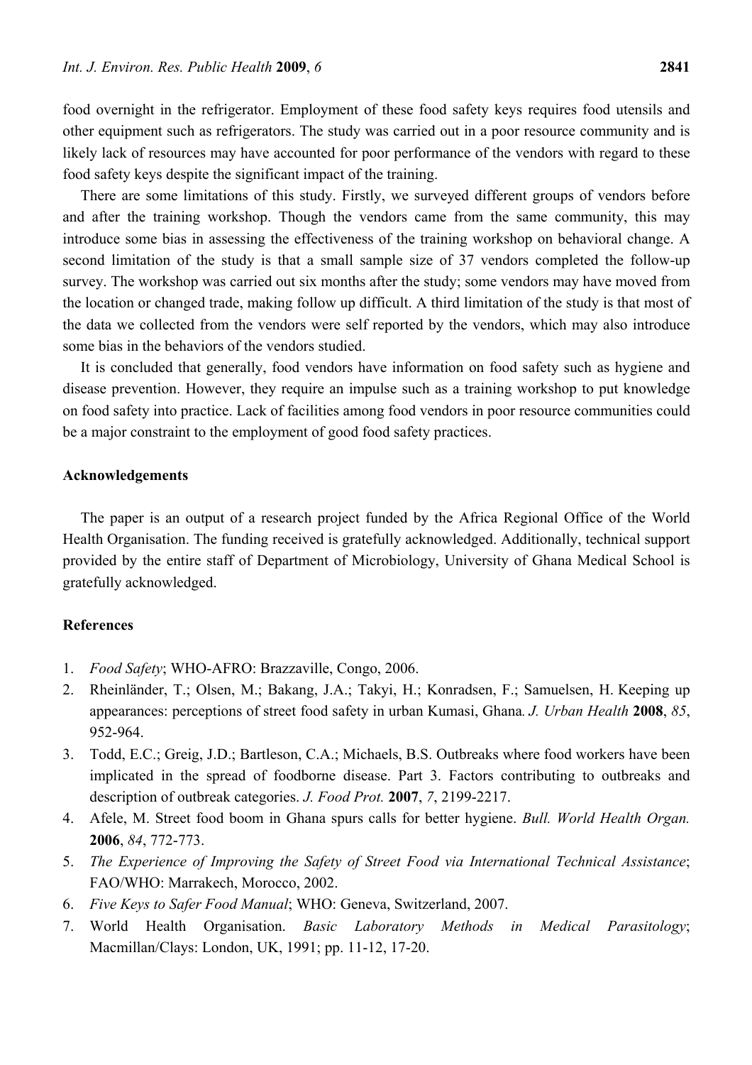food overnight in the refrigerator. Employment of these food safety keys requires food utensils and other equipment such as refrigerators. The study was carried out in a poor resource community and is likely lack of resources may have accounted for poor performance of the vendors with regard to these food safety keys despite the significant impact of the training.

There are some limitations of this study. Firstly, we surveyed different groups of vendors before and after the training workshop. Though the vendors came from the same community, this may introduce some bias in assessing the effectiveness of the training workshop on behavioral change. A second limitation of the study is that a small sample size of 37 vendors completed the follow-up survey. The workshop was carried out six months after the study; some vendors may have moved from the location or changed trade, making follow up difficult. A third limitation of the study is that most of the data we collected from the vendors were self reported by the vendors, which may also introduce some bias in the behaviors of the vendors studied.

It is concluded that generally, food vendors have information on food safety such as hygiene and disease prevention. However, they require an impulse such as a training workshop to put knowledge on food safety into practice. Lack of facilities among food vendors in poor resource communities could be a major constraint to the employment of good food safety practices.

## Acknowledgements

The paper is an output of a research project funded by the Africa Regional Office of the World Health Organisation. The funding received is gratefully acknowledged. Additionally, technical support provided by the entire staff of Department of Microbiology, University of Ghana Medical School is gratefully acknowledged.

## References

1. *Food Safety*; WHO-AFRO: Brazzaville, Congo, 2006.
2. Rheinländer, T.; Olsen, M.; Bakang, J.A.; Takyi, H.; Konradsen, F.; Samuelsen, H. Keeping up appearances: perceptions of street food safety in urban Kumasi, Ghana*. J. Urban Health* **2008**, *85*, 952-964.
3. Todd, E.C.; Greig, J.D.; Bartleson, C.A.; Michaels, B.S. Outbreaks where food workers have been implicated in the spread of foodborne disease. Part 3. Factors contributing to outbreaks and description of outbreak categories. *J. Food Prot.* **2007**, *7*, 2199-2217.
4. Afele, M. Street food boom in Ghana spurs calls for better hygiene. *Bull. World Health Organ.* **2006**, *84*, 772-773.
5. *The Experience of Improving the Safety of Street Food via International Technical Assistance*; FAO/WHO: Marrakech, Morocco, 2002.
6. *Five Keys to Safer Food Manual*; WHO: Geneva, Switzerland, 2007.
7. World Health Organisation. *Basic Laboratory Methods in Medical Parasitology*; Macmillan/Clays: London, UK, 1991; pp. 11-12, 17-20.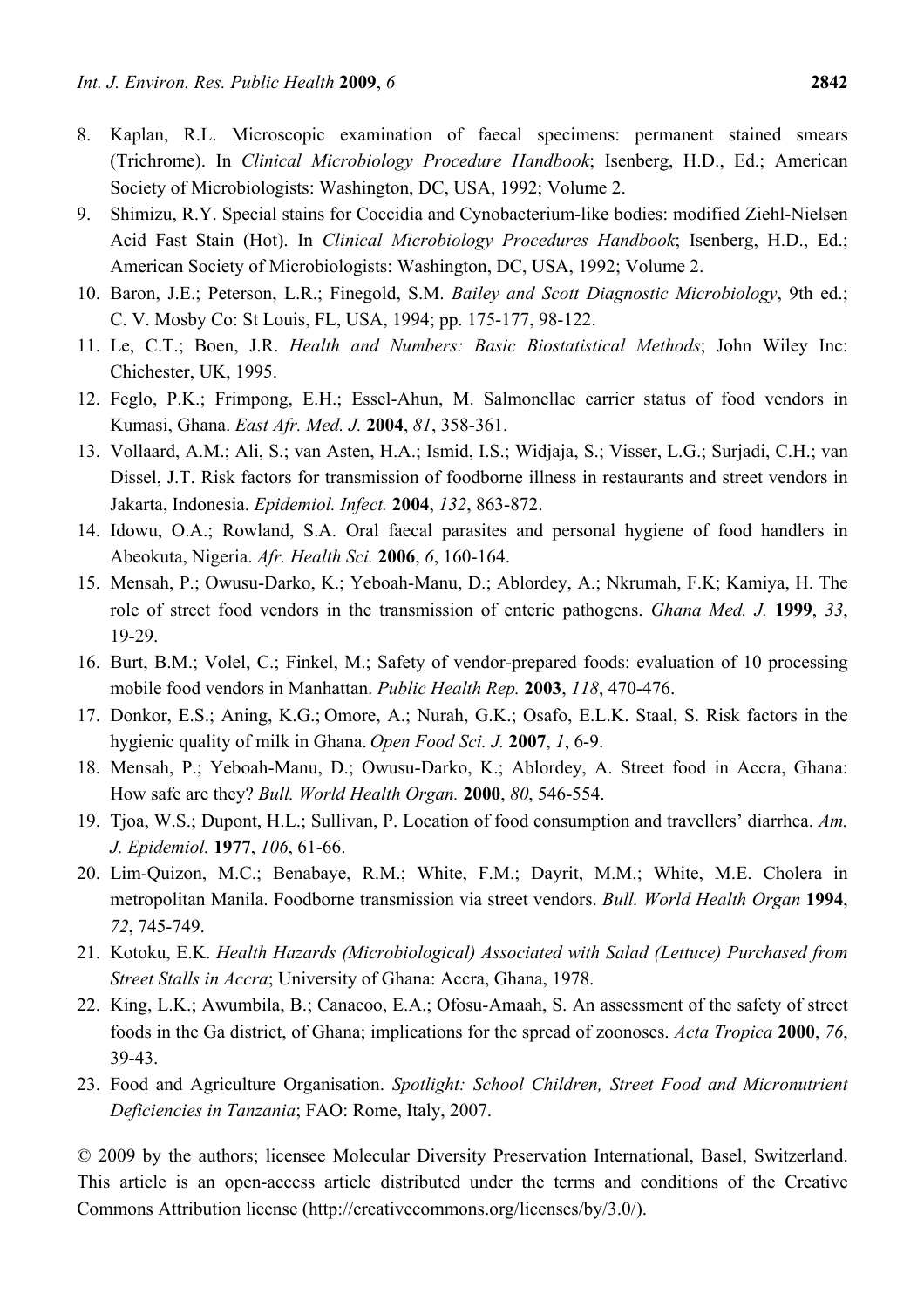8. Kaplan, R.L. Microscopic examination of faecal specimens: permanent stained smears (Trichrome). In *Clinical Microbiology Procedure Handbook*; Isenberg, H.D., Ed.; American Society of Microbiologists: Washington, DC, USA, 1992; Volume 2.
9. Shimizu, R.Y. Special stains for Coccidia and Cynobacterium-like bodies: modified Ziehl-Nielsen Acid Fast Stain (Hot). In *Clinical Microbiology Procedures Handbook*; Isenberg, H.D., Ed.; American Society of Microbiologists: Washington, DC, USA, 1992; Volume 2.
10. Baron, J.E.; Peterson, L.R.; Finegold, S.M. *Bailey and Scott Diagnostic Microbiology*, 9th ed.; C. V. Mosby Co: St Louis, FL, USA, 1994; pp. 175-177, 98-122.
11. Le, C.T.; Boen, J.R. *Health and Numbers: Basic Biostatistical Methods*; John Wiley Inc: Chichester, UK, 1995.
12. Feglo, P.K.; Frimpong, E.H.; Essel-Ahun, M. Salmonellae carrier status of food vendors in Kumasi, Ghana. *East Afr. Med. J.* **2004**, *81*, 358-361.
13. Vollaard, A.M.; Ali, S.; van Asten, H.A.; Ismid, I.S.; Widjaja, S.; Visser, L.G.; Surjadi, C.H.; van Dissel, J.T. Risk factors for transmission of foodborne illness in restaurants and street vendors in Jakarta, Indonesia. *Epidemiol. Infect.* **2004**, *132*, 863-872.
14. Idowu, O.A.; Rowland, S.A. Oral faecal parasites and personal hygiene of food handlers in Abeokuta, Nigeria. *Afr. Health Sci.* **2006**, *6*, 160-164.
15. Mensah, P.; Owusu-Darko, K.; Yeboah-Manu, D.; Ablordey, A.; Nkrumah, F.K; Kamiya, H. The role of street food vendors in the transmission of enteric pathogens. *Ghana Med. J.* **1999**, *33*, 19-29.
16. Burt, B.M.; Volel, C.; Finkel, M.; Safety of vendor-prepared foods: evaluation of 10 processing mobile food vendors in Manhattan. *Public Health Rep.* **2003**, *118*, 470-476.
17. Donkor, E.S.; Aning, K.G.; Omore, A.; Nurah, G.K.; Osafo, E.L.K. Staal, S. Risk factors in the hygienic quality of milk in Ghana. *Open Food Sci. J.* **2007**, *1*, 6-9.
18. Mensah, P.; Yeboah-Manu, D.; Owusu-Darko, K.; Ablordey, A. Street food in Accra, Ghana: How safe are they? *Bull. World Health Organ.* **2000**, *80*, 546-554.
19. Tjoa, W.S.; Dupont, H.L.; Sullivan, P. Location of food consumption and travellers' diarrhea. *Am. J. Epidemiol.* **1977**, *106*, 61-66.
20. Lim-Quizon, M.C.; Benabaye, R.M.; White, F.M.; Dayrit, M.M.; White, M.E. Cholera in metropolitan Manila. Foodborne transmission via street vendors. *Bull. World Health Organ* **1994**, *72*, 745-749.
21. Kotoku, E.K. *Health Hazards (Microbiological) Associated with Salad (Lettuce) Purchased from Street Stalls in Accra*; University of Ghana: Accra, Ghana, 1978.
22. King, L.K.; Awumbila, B.; Canacoo, E.A.; Ofosu-Amaah, S. An assessment of the safety of street foods in the Ga district, of Ghana; implications for the spread of zoonoses. *Acta Tropica* **2000**, *76*, 39-43.
23. Food and Agriculture Organisation. *Spotlight: School Children, Street Food and Micronutrient Deficiencies in Tanzania*; FAO: Rome, Italy, 2007.

© 2009 by the authors; licensee Molecular Diversity Preservation International, Basel, Switzerland. This article is an open-access article distributed under the terms and conditions of the Creative Commons Attribution license (http://creativecommons.org/licenses/by/3.0/).